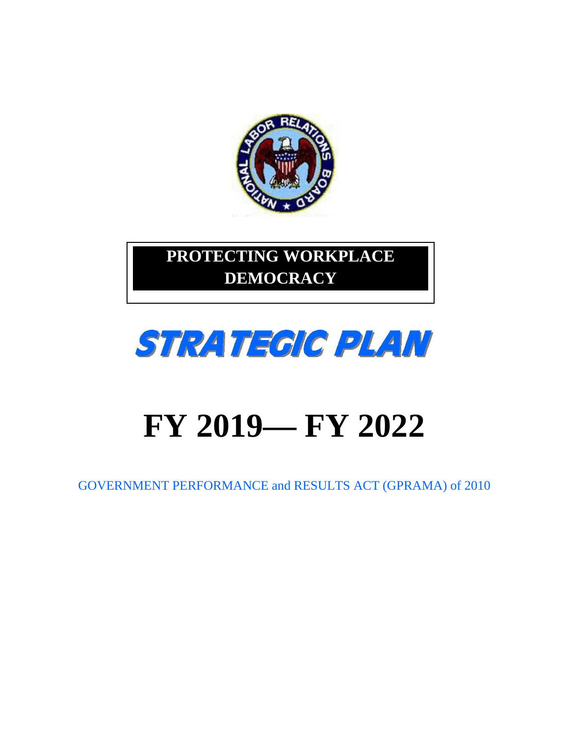**PROTECTING WORKPLACE DEMOCRACY**

# STRATEGIC PLAN

# FY 2019— FY 2022

GOVERNMENT PERFORMANCE and RESULTS ACT (GPRAMA) of 2010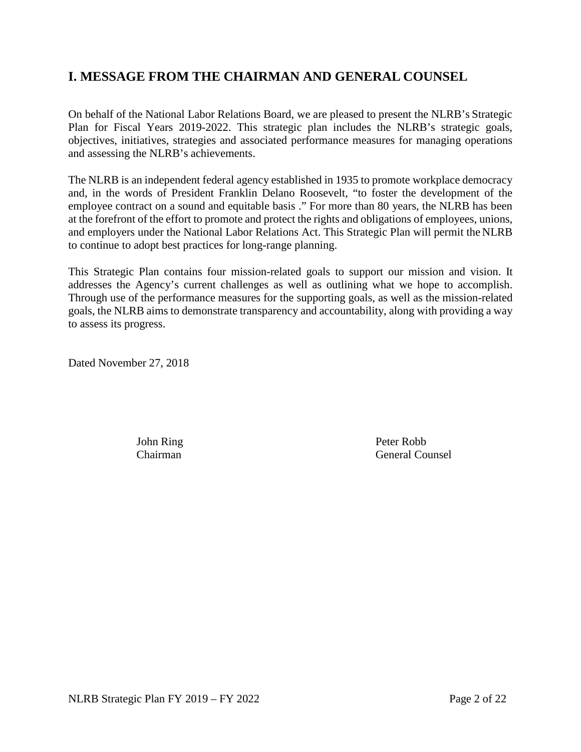## I. MESSAGE FROM THE CHAIRMAN AND GENERAL COUNSEL

On behalf of the National Labor Relations Board, we are pleased to present the NLRB's Strategic Plan for Fiscal Years 2019-2022. This strategic plan includes the NLRB's strategic goals, objectives, initiatives, strategies and associated performance measures for managing operations and assessing the NLRB's achievements.

The NLRB is an independent federal agency established in 1935 to promote workplace democracy and, in the words of President Franklin Delano Roosevelt, "to foster the development of the employee contract on a sound and equitable basis ." For more than 80 years, the NLRB has been at the forefront of the effort to promote and protect the rights and obligations of employees, unions, and employers under the National Labor Relations Act. This Strategic Plan will permit the NLRB to continue to adopt best practices for long-range planning.

This Strategic Plan contains four mission-related goals to support our mission and vision. It addresses the Agency's current challenges as well as outlining what we hope to accomplish. Through use of the performance measures for the supporting goals, as well as the mission-related goals, the NLRB aims to demonstrate transparency and accountability, along with providing a way to assess its progress.

Dated November 27, 2018

John Ring
Chairman

Peter Robb
General Counsel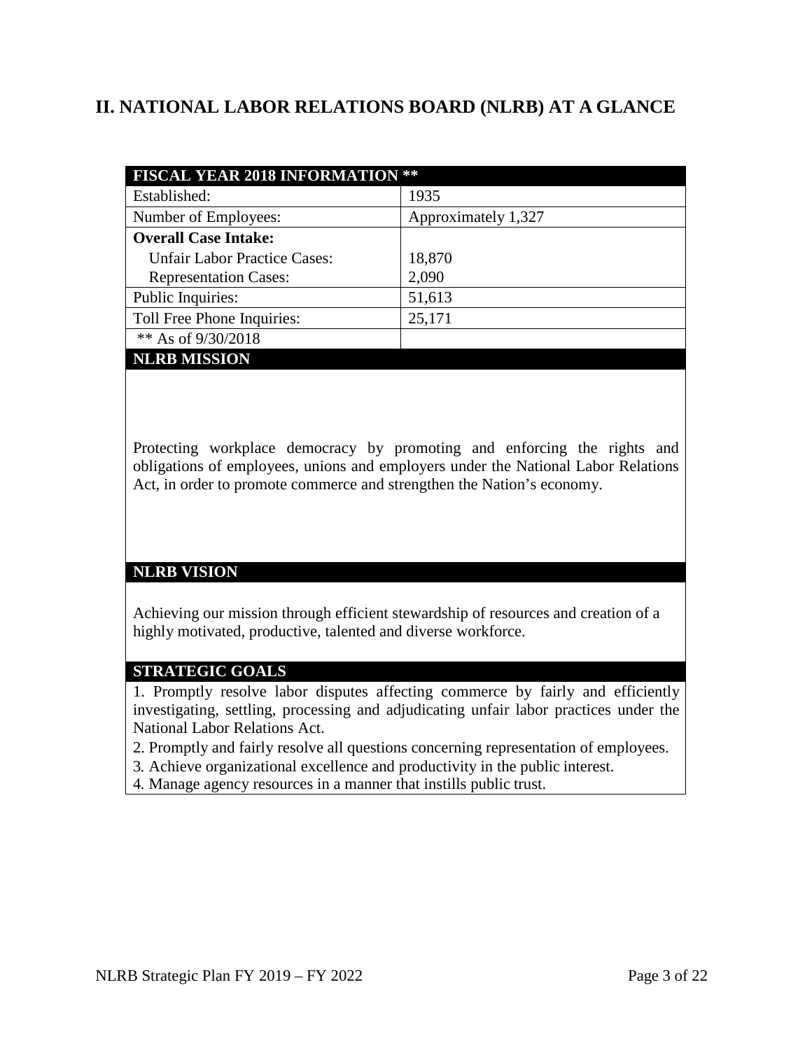## II. NATIONAL LABOR RELATIONS BOARD (NLRB) AT A GLANCE

| FISCAL YEAR 2018 INFORMATION ** | |
|---|---|
| Established: | 1935 |
| Number of Employees: | Approximately 1,327 |
| **Overall Case Intake:** | |
| Unfair Labor Practice Cases: | 18,870 |
| Representation Cases: | 2,090 |
| Public Inquiries: | 51,613 |
| Toll Free Phone Inquiries: | 25,171 |
| ** As of 9/30/2018 | |

**NLRB MISSION**

Protecting workplace democracy by promoting and enforcing the rights and obligations of employees, unions and employers under the National Labor Relations Act, in order to promote commerce and strengthen the Nation's economy.

**NLRB VISION**

Achieving our mission through efficient stewardship of resources and creation of a highly motivated, productive, talented and diverse workforce.

**STRATEGIC GOALS**

1. Promptly resolve labor disputes affecting commerce by fairly and efficiently investigating, settling, processing and adjudicating unfair labor practices under the National Labor Relations Act.
2. Promptly and fairly resolve all questions concerning representation of employees.
3. Achieve organizational excellence and productivity in the public interest.
4. Manage agency resources in a manner that instills public trust.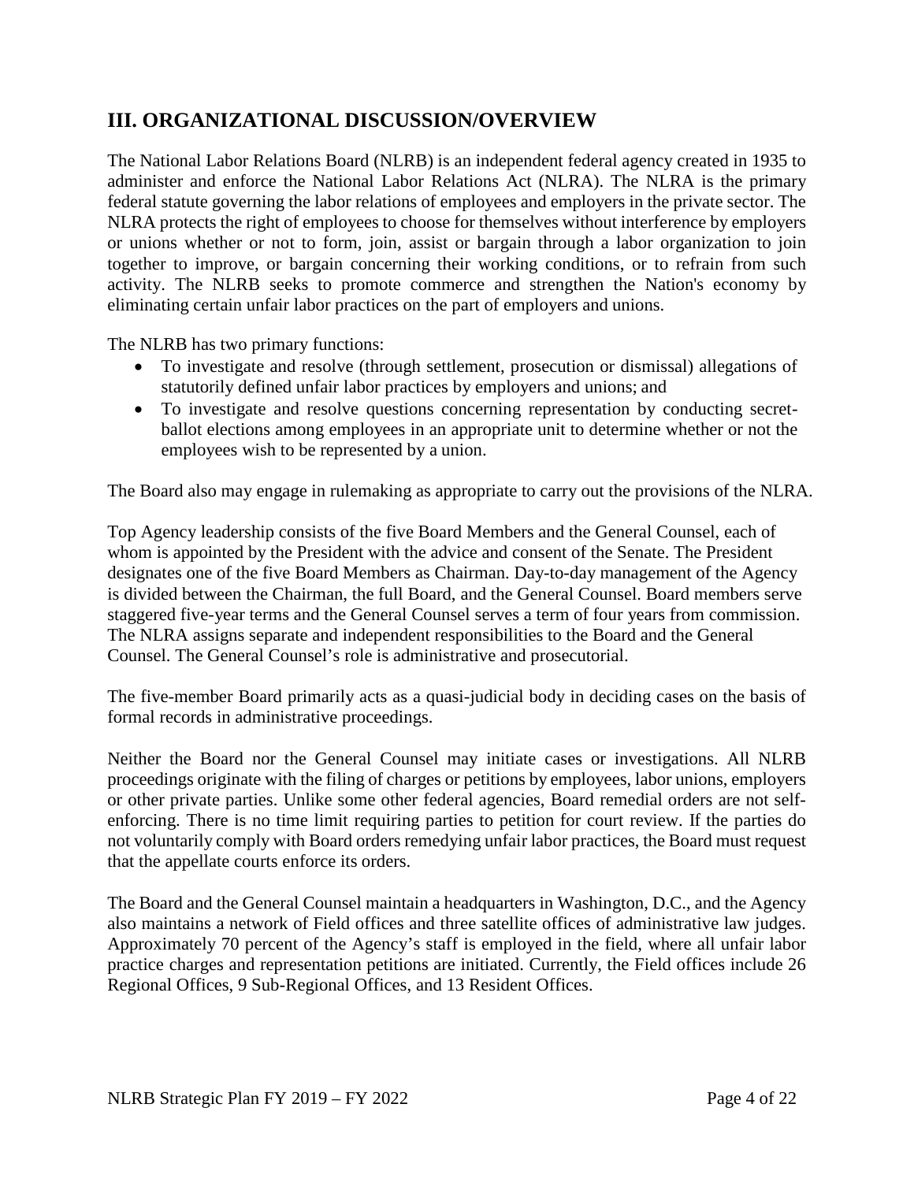## III. ORGANIZATIONAL DISCUSSION/OVERVIEW

The National Labor Relations Board (NLRB) is an independent federal agency created in 1935 to administer and enforce the National Labor Relations Act (NLRA). The NLRA is the primary federal statute governing the labor relations of employees and employers in the private sector. The NLRA protects the right of employees to choose for themselves without interference by employers or unions whether or not to form, join, assist or bargain through a labor organization to join together to improve, or bargain concerning their working conditions, or to refrain from such activity. The NLRB seeks to promote commerce and strengthen the Nation's economy by eliminating certain unfair labor practices on the part of employers and unions.

The NLRB has two primary functions:

- To investigate and resolve (through settlement, prosecution or dismissal) allegations of statutorily defined unfair labor practices by employers and unions; and
- To investigate and resolve questions concerning representation by conducting secret-ballot elections among employees in an appropriate unit to determine whether or not the employees wish to be represented by a union.

The Board also may engage in rulemaking as appropriate to carry out the provisions of the NLRA.

Top Agency leadership consists of the five Board Members and the General Counsel, each of whom is appointed by the President with the advice and consent of the Senate. The President designates one of the five Board Members as Chairman. Day-to-day management of the Agency is divided between the Chairman, the full Board, and the General Counsel. Board members serve staggered five-year terms and the General Counsel serves a term of four years from commission. The NLRA assigns separate and independent responsibilities to the Board and the General Counsel. The General Counsel's role is administrative and prosecutorial.

The five-member Board primarily acts as a quasi-judicial body in deciding cases on the basis of formal records in administrative proceedings.

Neither the Board nor the General Counsel may initiate cases or investigations. All NLRB proceedings originate with the filing of charges or petitions by employees, labor unions, employers or other private parties. Unlike some other federal agencies, Board remedial orders are not self-enforcing. There is no time limit requiring parties to petition for court review. If the parties do not voluntarily comply with Board orders remedying unfair labor practices, the Board must request that the appellate courts enforce its orders.

The Board and the General Counsel maintain a headquarters in Washington, D.C., and the Agency also maintains a network of Field offices and three satellite offices of administrative law judges. Approximately 70 percent of the Agency's staff is employed in the field, where all unfair labor practice charges and representation petitions are initiated. Currently, the Field offices include 26 Regional Offices, 9 Sub-Regional Offices, and 13 Resident Offices.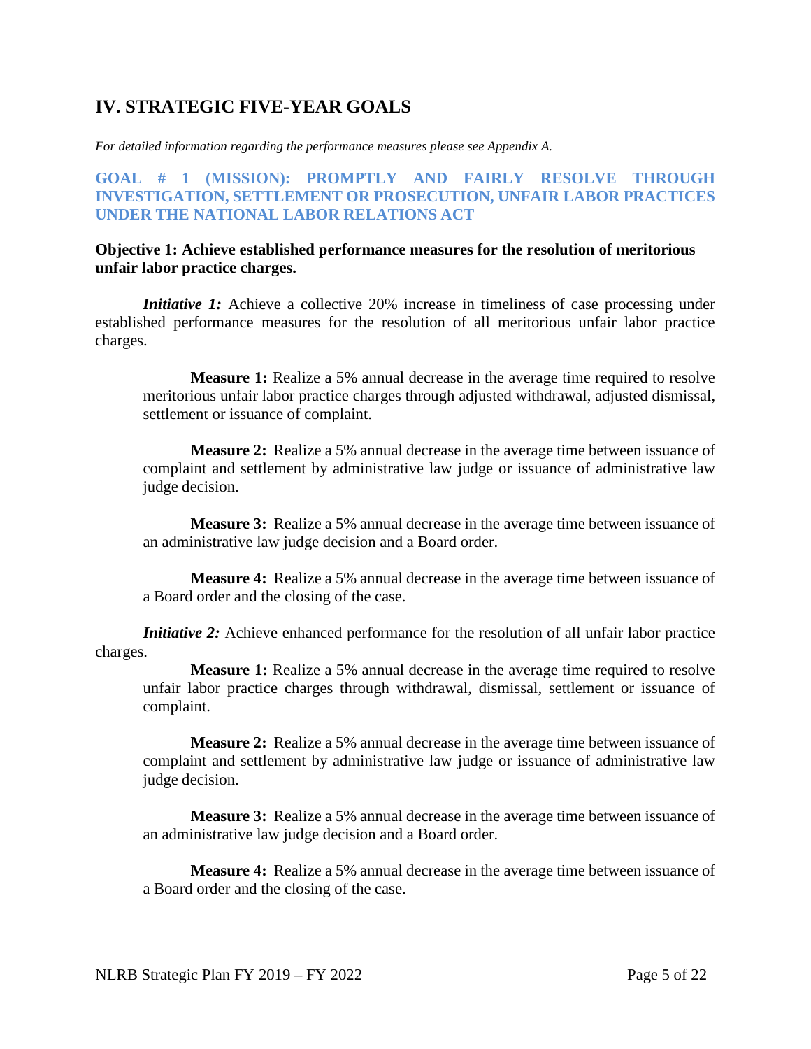## IV. STRATEGIC FIVE-YEAR GOALS

*For detailed information regarding the performance measures please see Appendix A.*

### GOAL # 1 (MISSION): PROMPTLY AND FAIRLY RESOLVE THROUGH INVESTIGATION, SETTLEMENT OR PROSECUTION, UNFAIR LABOR PRACTICES UNDER THE NATIONAL LABOR RELATIONS ACT

**Objective 1: Achieve established performance measures for the resolution of meritorious unfair labor practice charges.**

***Initiative 1:*** Achieve a collective 20% increase in timeliness of case processing under established performance measures for the resolution of all meritorious unfair labor practice charges.

> **Measure 1:** Realize a 5% annual decrease in the average time required to resolve meritorious unfair labor practice charges through adjusted withdrawal, adjusted dismissal, settlement or issuance of complaint.
>
> **Measure 2:** Realize a 5% annual decrease in the average time between issuance of complaint and settlement by administrative law judge or issuance of administrative law judge decision.
>
> **Measure 3:** Realize a 5% annual decrease in the average time between issuance of an administrative law judge decision and a Board order.
>
> **Measure 4:** Realize a 5% annual decrease in the average time between issuance of a Board order and the closing of the case.

***Initiative 2:*** Achieve enhanced performance for the resolution of all unfair labor practice charges.

> **Measure 1:** Realize a 5% annual decrease in the average time required to resolve unfair labor practice charges through withdrawal, dismissal, settlement or issuance of complaint.
>
> **Measure 2:** Realize a 5% annual decrease in the average time between issuance of complaint and settlement by administrative law judge or issuance of administrative law judge decision.
>
> **Measure 3:** Realize a 5% annual decrease in the average time between issuance of an administrative law judge decision and a Board order.
>
> **Measure 4:** Realize a 5% annual decrease in the average time between issuance of a Board order and the closing of the case.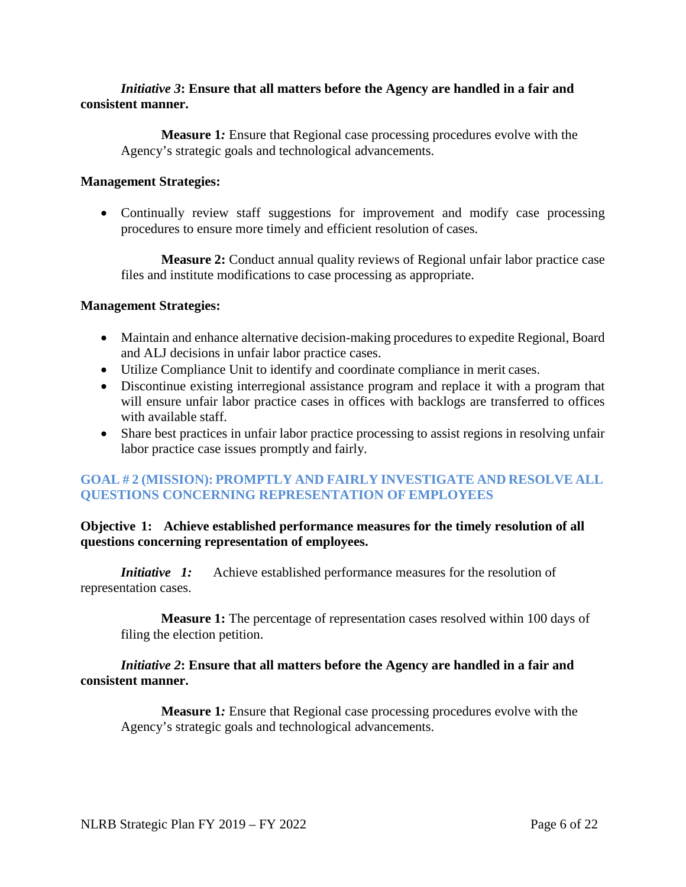*Initiative 3*: **Ensure that all matters before the Agency are handled in a fair and consistent manner.**

**Measure 1***:* Ensure that Regional case processing procedures evolve with the Agency's strategic goals and technological advancements.

**Management Strategies:**

- Continually review staff suggestions for improvement and modify case processing procedures to ensure more timely and efficient resolution of cases.

**Measure 2:** Conduct annual quality reviews of Regional unfair labor practice case files and institute modifications to case processing as appropriate.

**Management Strategies:**

- Maintain and enhance alternative decision-making procedures to expedite Regional, Board and ALJ decisions in unfair labor practice cases.
- Utilize Compliance Unit to identify and coordinate compliance in merit cases.
- Discontinue existing interregional assistance program and replace it with a program that will ensure unfair labor practice cases in offices with backlogs are transferred to offices with available staff.
- Share best practices in unfair labor practice processing to assist regions in resolving unfair labor practice case issues promptly and fairly.

## GOAL # 2 (MISSION): PROMPTLY AND FAIRLY INVESTIGATE AND RESOLVE ALL QUESTIONS CONCERNING REPRESENTATION OF EMPLOYEES

**Objective 1: Achieve established performance measures for the timely resolution of all questions concerning representation of employees.**

***Initiative 1:*** Achieve established performance measures for the resolution of representation cases.

**Measure 1:** The percentage of representation cases resolved within 100 days of filing the election petition.

*Initiative 2*: **Ensure that all matters before the Agency are handled in a fair and consistent manner.**

**Measure 1***:* Ensure that Regional case processing procedures evolve with the Agency's strategic goals and technological advancements.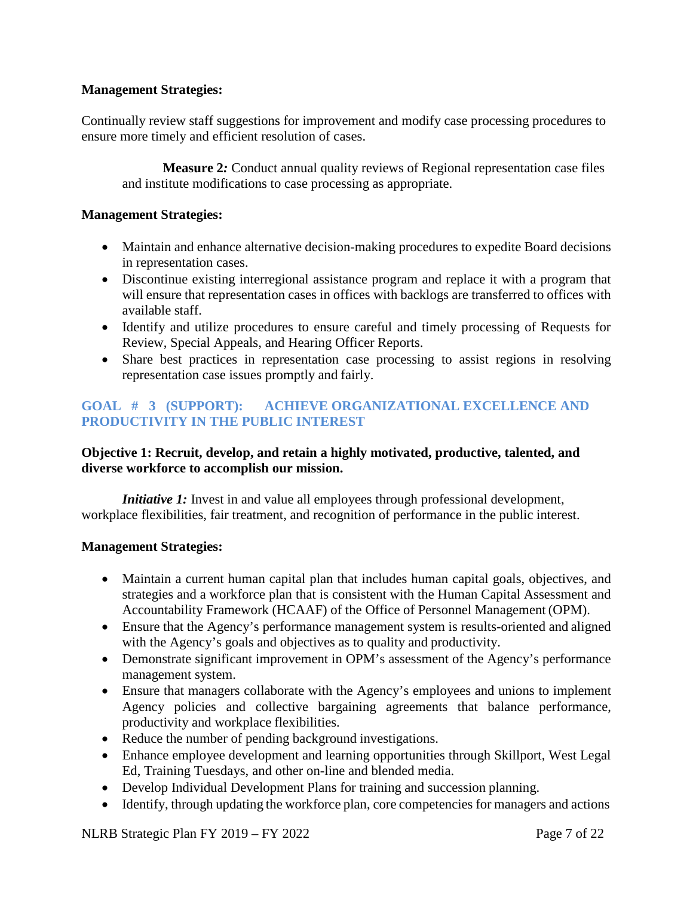**Management Strategies:**

Continually review staff suggestions for improvement and modify case processing procedures to ensure more timely and efficient resolution of cases.

**Measure 2:** Conduct annual quality reviews of Regional representation case files and institute modifications to case processing as appropriate.

**Management Strategies:**

- Maintain and enhance alternative decision-making procedures to expedite Board decisions in representation cases.
- Discontinue existing interregional assistance program and replace it with a program that will ensure that representation cases in offices with backlogs are transferred to offices with available staff.
- Identify and utilize procedures to ensure careful and timely processing of Requests for Review, Special Appeals, and Hearing Officer Reports.
- Share best practices in representation case processing to assist regions in resolving representation case issues promptly and fairly.

## GOAL # 3 (SUPPORT): ACHIEVE ORGANIZATIONAL EXCELLENCE AND PRODUCTIVITY IN THE PUBLIC INTEREST

**Objective 1: Recruit, develop, and retain a highly motivated, productive, talented, and diverse workforce to accomplish our mission.**

***Initiative 1:*** Invest in and value all employees through professional development, workplace flexibilities, fair treatment, and recognition of performance in the public interest.

**Management Strategies:**

- Maintain a current human capital plan that includes human capital goals, objectives, and strategies and a workforce plan that is consistent with the Human Capital Assessment and Accountability Framework (HCAAF) of the Office of Personnel Management (OPM).
- Ensure that the Agency's performance management system is results-oriented and aligned with the Agency's goals and objectives as to quality and productivity.
- Demonstrate significant improvement in OPM's assessment of the Agency's performance management system.
- Ensure that managers collaborate with the Agency's employees and unions to implement Agency policies and collective bargaining agreements that balance performance, productivity and workplace flexibilities.
- Reduce the number of pending background investigations.
- Enhance employee development and learning opportunities through Skillport, West Legal Ed, Training Tuesdays, and other on-line and blended media.
- Develop Individual Development Plans for training and succession planning.
- Identify, through updating the workforce plan, core competencies for managers and actions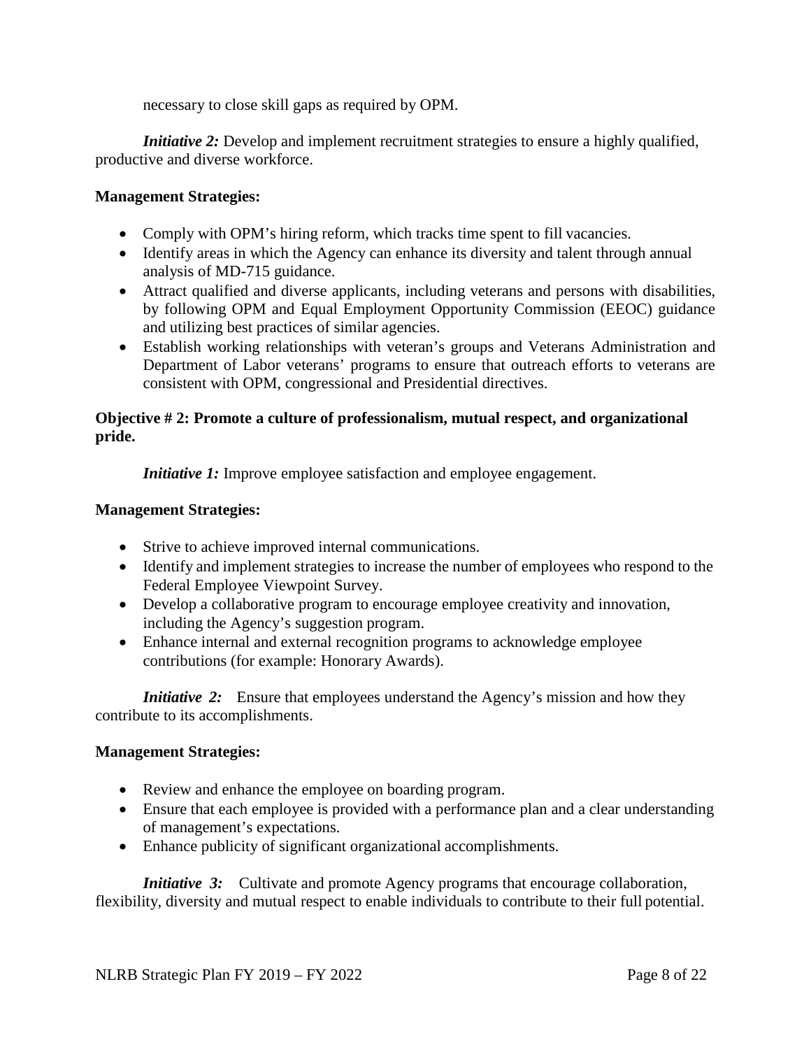necessary to close skill gaps as required by OPM.

***Initiative 2:*** Develop and implement recruitment strategies to ensure a highly qualified, productive and diverse workforce.

**Management Strategies:**

- Comply with OPM's hiring reform, which tracks time spent to fill vacancies.
- Identify areas in which the Agency can enhance its diversity and talent through annual analysis of MD-715 guidance.
- Attract qualified and diverse applicants, including veterans and persons with disabilities, by following OPM and Equal Employment Opportunity Commission (EEOC) guidance and utilizing best practices of similar agencies.
- Establish working relationships with veteran's groups and Veterans Administration and Department of Labor veterans' programs to ensure that outreach efforts to veterans are consistent with OPM, congressional and Presidential directives.

**Objective # 2: Promote a culture of professionalism, mutual respect, and organizational pride.**

***Initiative 1:*** Improve employee satisfaction and employee engagement.

**Management Strategies:**

- Strive to achieve improved internal communications.
- Identify and implement strategies to increase the number of employees who respond to the Federal Employee Viewpoint Survey.
- Develop a collaborative program to encourage employee creativity and innovation, including the Agency's suggestion program.
- Enhance internal and external recognition programs to acknowledge employee contributions (for example: Honorary Awards).

***Initiative 2:*** Ensure that employees understand the Agency's mission and how they contribute to its accomplishments.

**Management Strategies:**

- Review and enhance the employee on boarding program.
- Ensure that each employee is provided with a performance plan and a clear understanding of management's expectations.
- Enhance publicity of significant organizational accomplishments.

***Initiative 3:*** Cultivate and promote Agency programs that encourage collaboration, flexibility, diversity and mutual respect to enable individuals to contribute to their full potential.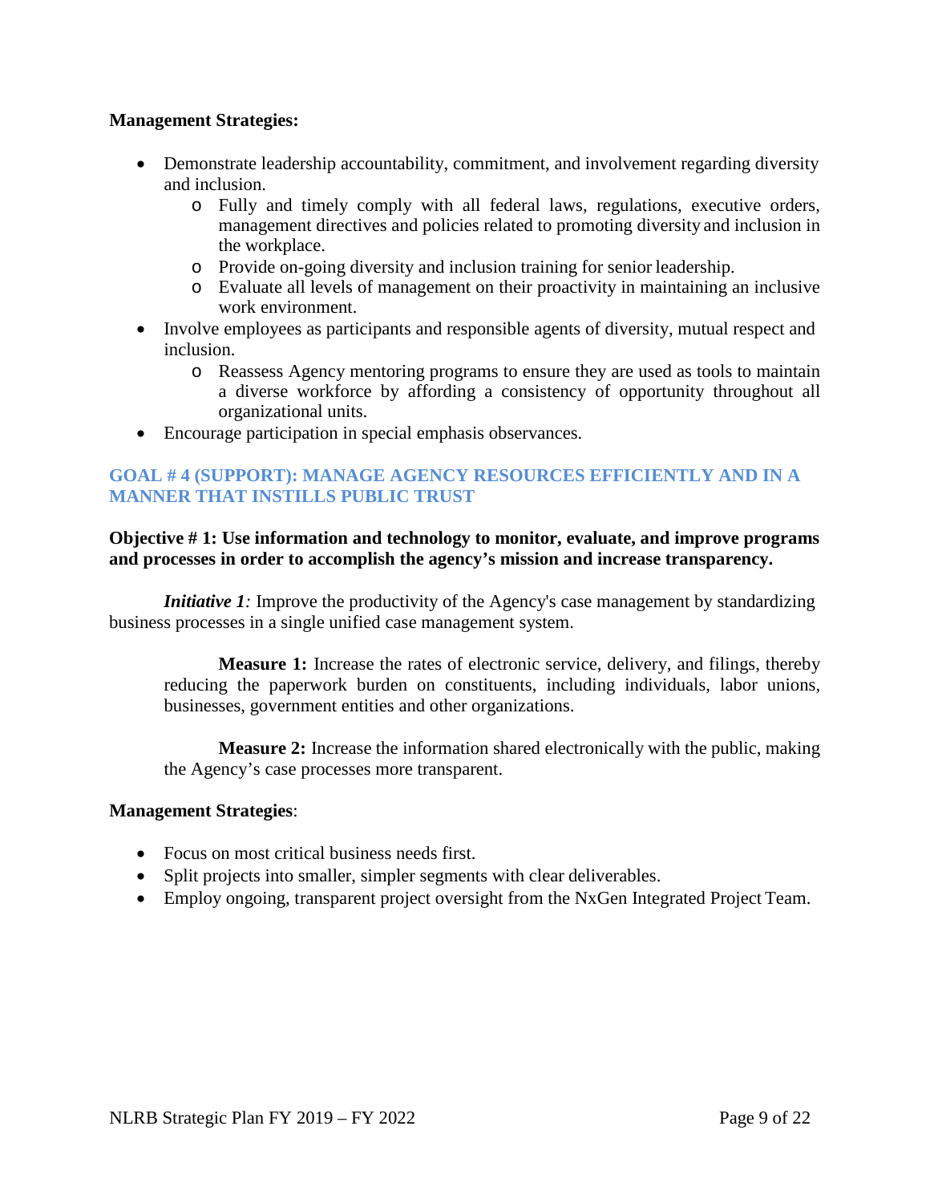**Management Strategies:**

- Demonstrate leadership accountability, commitment, and involvement regarding diversity and inclusion.
    - Fully and timely comply with all federal laws, regulations, executive orders, management directives and policies related to promoting diversity and inclusion in the workplace.
    - Provide on-going diversity and inclusion training for senior leadership.
    - Evaluate all levels of management on their proactivity in maintaining an inclusive work environment.
- Involve employees as participants and responsible agents of diversity, mutual respect and inclusion.
    - Reassess Agency mentoring programs to ensure they are used as tools to maintain a diverse workforce by affording a consistency of opportunity throughout all organizational units.
- Encourage participation in special emphasis observances.

## GOAL # 4 (SUPPORT): MANAGE AGENCY RESOURCES EFFICIENTLY AND IN A MANNER THAT INSTILLS PUBLIC TRUST

**Objective # 1: Use information and technology to monitor, evaluate, and improve programs and processes in order to accomplish the agency's mission and increase transparency.**

***Initiative 1**:* Improve the productivity of the Agency's case management by standardizing business processes in a single unified case management system.

> **Measure 1:** Increase the rates of electronic service, delivery, and filings, thereby reducing the paperwork burden on constituents, including individuals, labor unions, businesses, government entities and other organizations.
>
> **Measure 2:** Increase the information shared electronically with the public, making the Agency's case processes more transparent.

**Management Strategies**:

- Focus on most critical business needs first.
- Split projects into smaller, simpler segments with clear deliverables.
- Employ ongoing, transparent project oversight from the NxGen Integrated Project Team.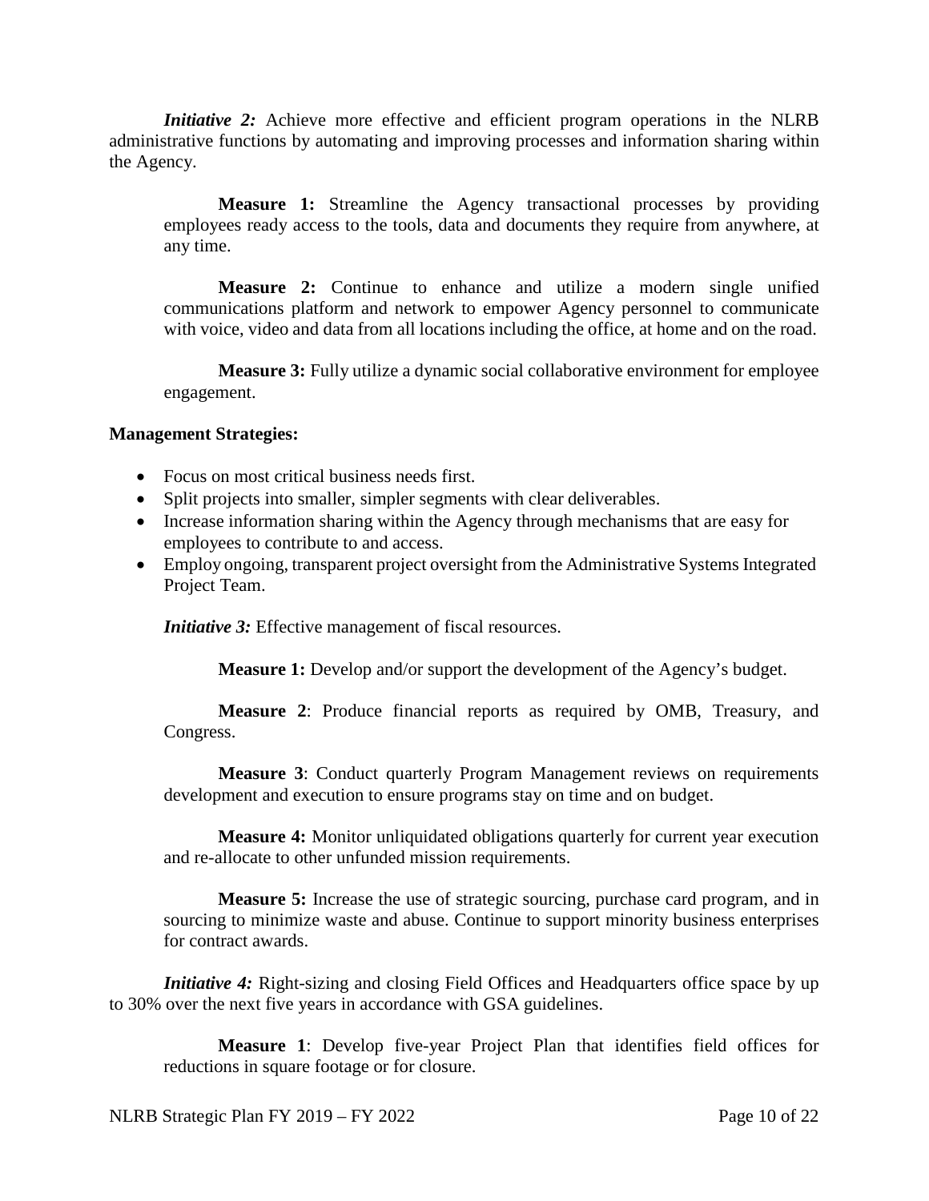***Initiative 2:*** Achieve more effective and efficient program operations in the NLRB administrative functions by automating and improving processes and information sharing within the Agency.

> **Measure 1:** Streamline the Agency transactional processes by providing employees ready access to the tools, data and documents they require from anywhere, at any time.
>
> **Measure 2:** Continue to enhance and utilize a modern single unified communications platform and network to empower Agency personnel to communicate with voice, video and data from all locations including the office, at home and on the road.
>
> **Measure 3:** Fully utilize a dynamic social collaborative environment for employee engagement.

**Management Strategies:**

- Focus on most critical business needs first.
- Split projects into smaller, simpler segments with clear deliverables.
- Increase information sharing within the Agency through mechanisms that are easy for employees to contribute to and access.
- Employ ongoing, transparent project oversight from the Administrative Systems Integrated Project Team.

***Initiative 3:*** Effective management of fiscal resources.

> **Measure 1:** Develop and/or support the development of the Agency's budget.
>
> **Measure 2**: Produce financial reports as required by OMB, Treasury, and Congress.
>
> **Measure 3**: Conduct quarterly Program Management reviews on requirements development and execution to ensure programs stay on time and on budget.
>
> **Measure 4:** Monitor unliquidated obligations quarterly for current year execution and re-allocate to other unfunded mission requirements.
>
> **Measure 5:** Increase the use of strategic sourcing, purchase card program, and in sourcing to minimize waste and abuse. Continue to support minority business enterprises for contract awards.

***Initiative 4:*** Right-sizing and closing Field Offices and Headquarters office space by up to 30% over the next five years in accordance with GSA guidelines.

> **Measure 1**: Develop five-year Project Plan that identifies field offices for reductions in square footage or for closure.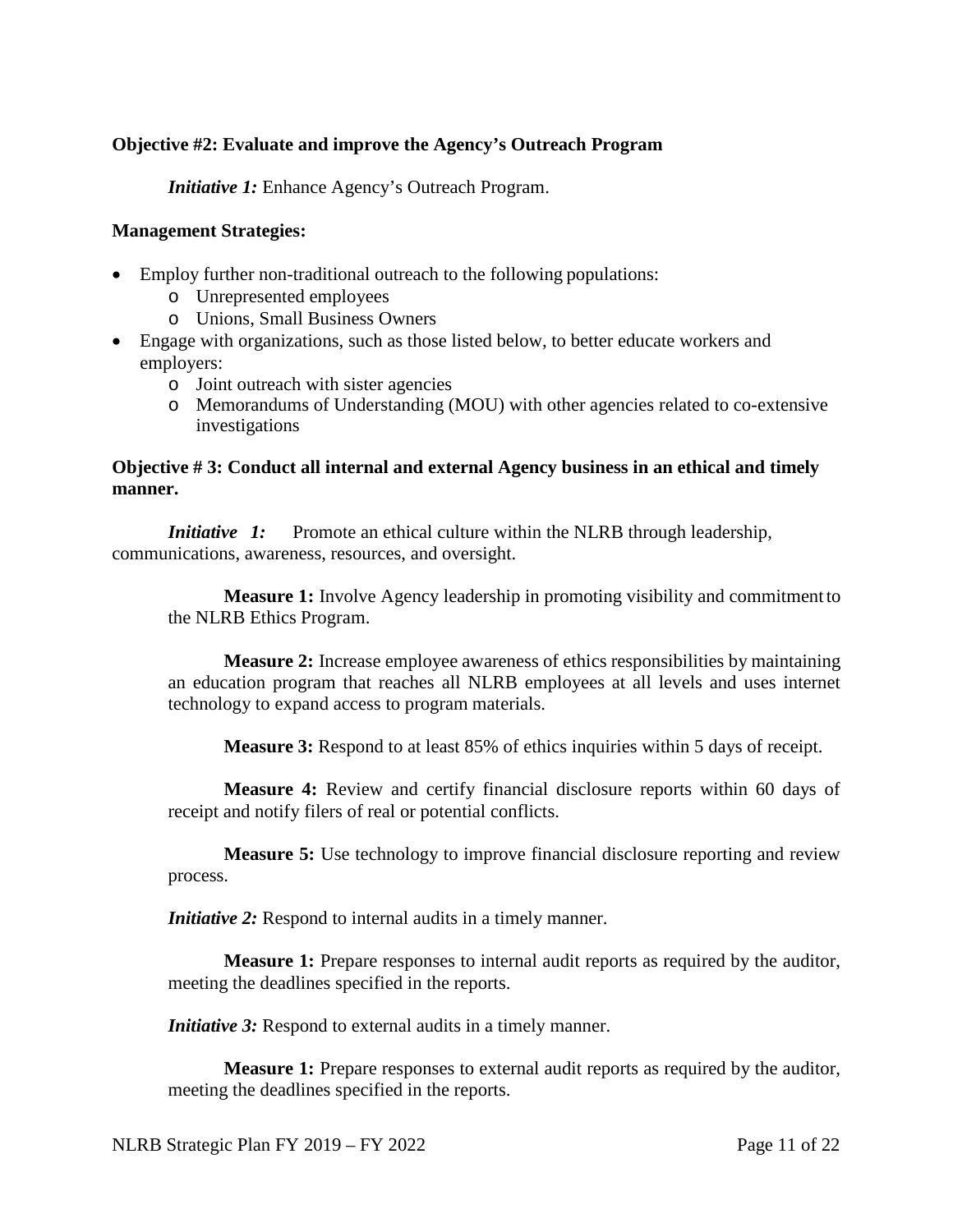**Objective #2: Evaluate and improve the Agency's Outreach Program**

*Initiative 1:* Enhance Agency's Outreach Program.

**Management Strategies:**

- Employ further non-traditional outreach to the following populations:
  - Unrepresented employees
  - Unions, Small Business Owners
- Engage with organizations, such as those listed below, to better educate workers and employers:
  - Joint outreach with sister agencies
  - Memorandums of Understanding (MOU) with other agencies related to co-extensive investigations

**Objective # 3: Conduct all internal and external Agency business in an ethical and timely manner.**

*Initiative 1:* Promote an ethical culture within the NLRB through leadership, communications, awareness, resources, and oversight.

**Measure 1:** Involve Agency leadership in promoting visibility and commitment to the NLRB Ethics Program.

**Measure 2:** Increase employee awareness of ethics responsibilities by maintaining an education program that reaches all NLRB employees at all levels and uses internet technology to expand access to program materials.

**Measure 3:** Respond to at least 85% of ethics inquiries within 5 days of receipt.

**Measure 4:** Review and certify financial disclosure reports within 60 days of receipt and notify filers of real or potential conflicts.

**Measure 5:** Use technology to improve financial disclosure reporting and review process.

*Initiative 2:* Respond to internal audits in a timely manner.

**Measure 1:** Prepare responses to internal audit reports as required by the auditor, meeting the deadlines specified in the reports.

*Initiative 3:* Respond to external audits in a timely manner.

**Measure 1:** Prepare responses to external audit reports as required by the auditor, meeting the deadlines specified in the reports.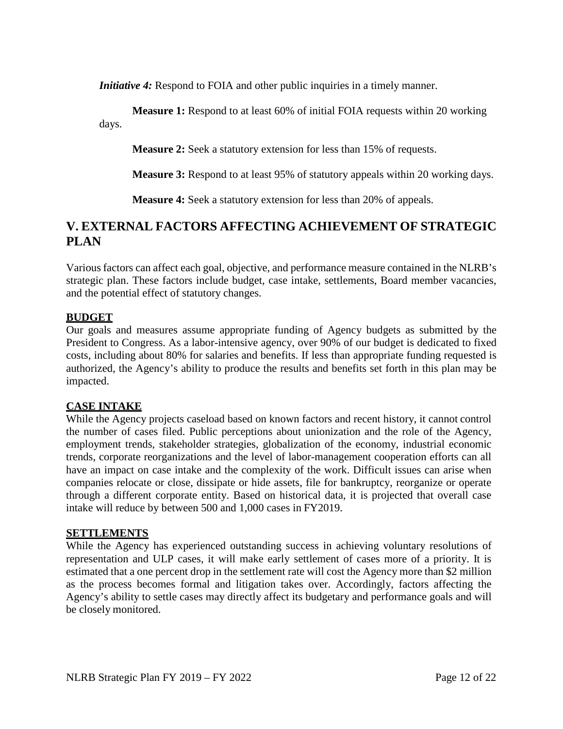***Initiative 4:*** Respond to FOIA and other public inquiries in a timely manner.

**Measure 1:** Respond to at least 60% of initial FOIA requests within 20 working days.

**Measure 2:** Seek a statutory extension for less than 15% of requests.

**Measure 3:** Respond to at least 95% of statutory appeals within 20 working days.

**Measure 4:** Seek a statutory extension for less than 20% of appeals.

## V. EXTERNAL FACTORS AFFECTING ACHIEVEMENT OF STRATEGIC PLAN

Various factors can affect each goal, objective, and performance measure contained in the NLRB's strategic plan. These factors include budget, case intake, settlements, Board member vacancies, and the potential effect of statutory changes.

### BUDGET

Our goals and measures assume appropriate funding of Agency budgets as submitted by the President to Congress. As a labor-intensive agency, over 90% of our budget is dedicated to fixed costs, including about 80% for salaries and benefits. If less than appropriate funding requested is authorized, the Agency's ability to produce the results and benefits set forth in this plan may be impacted.

### CASE INTAKE

While the Agency projects caseload based on known factors and recent history, it cannot control the number of cases filed. Public perceptions about unionization and the role of the Agency, employment trends, stakeholder strategies, globalization of the economy, industrial economic trends, corporate reorganizations and the level of labor-management cooperation efforts can all have an impact on case intake and the complexity of the work. Difficult issues can arise when companies relocate or close, dissipate or hide assets, file for bankruptcy, reorganize or operate through a different corporate entity. Based on historical data, it is projected that overall case intake will reduce by between 500 and 1,000 cases in FY2019.

### SETTLEMENTS

While the Agency has experienced outstanding success in achieving voluntary resolutions of representation and ULP cases, it will make early settlement of cases more of a priority. It is estimated that a one percent drop in the settlement rate will cost the Agency more than $2 million as the process becomes formal and litigation takes over. Accordingly, factors affecting the Agency's ability to settle cases may directly affect its budgetary and performance goals and will be closely monitored.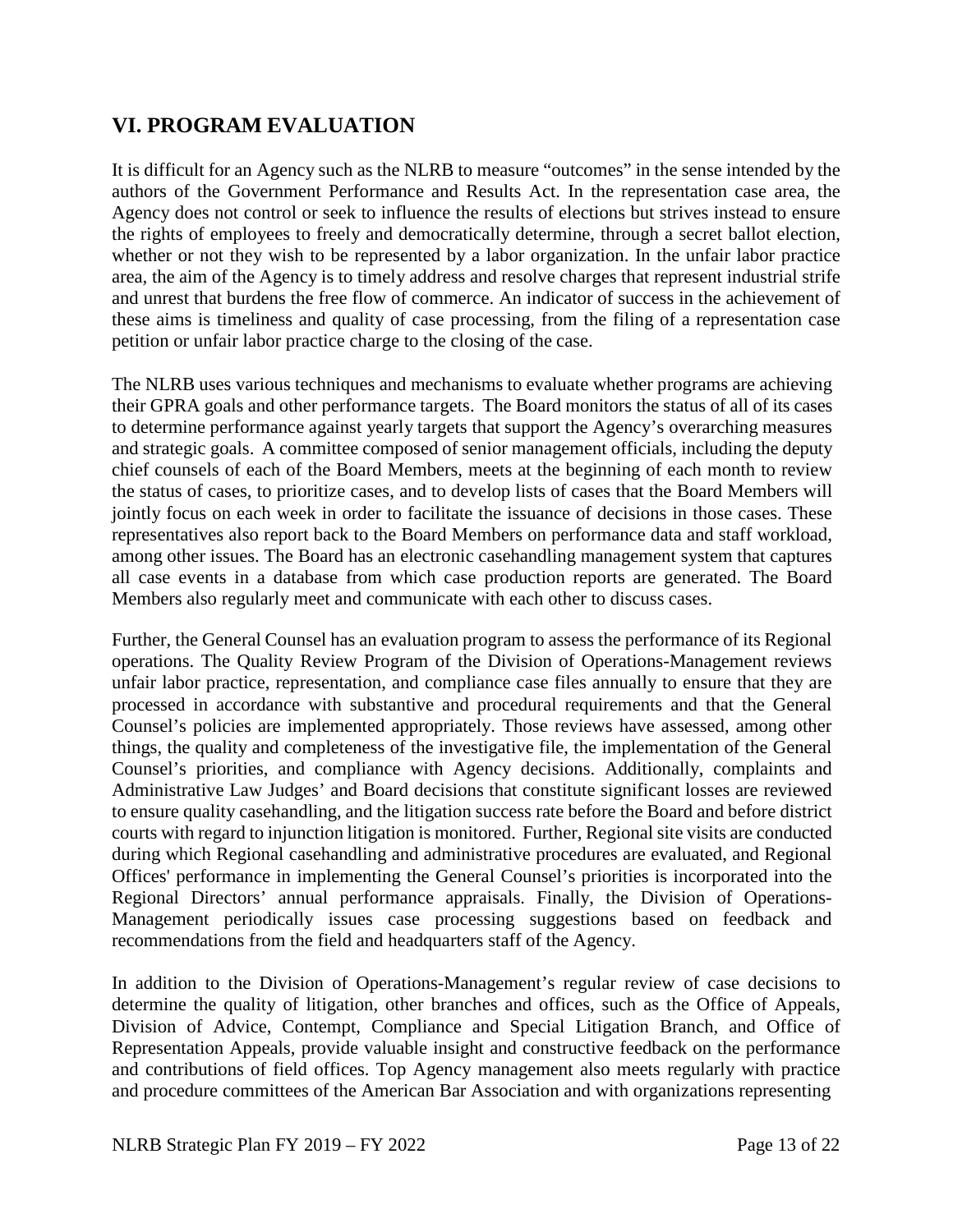## VI. PROGRAM EVALUATION

It is difficult for an Agency such as the NLRB to measure "outcomes" in the sense intended by the authors of the Government Performance and Results Act. In the representation case area, the Agency does not control or seek to influence the results of elections but strives instead to ensure the rights of employees to freely and democratically determine, through a secret ballot election, whether or not they wish to be represented by a labor organization. In the unfair labor practice area, the aim of the Agency is to timely address and resolve charges that represent industrial strife and unrest that burdens the free flow of commerce. An indicator of success in the achievement of these aims is timeliness and quality of case processing, from the filing of a representation case petition or unfair labor practice charge to the closing of the case.

The NLRB uses various techniques and mechanisms to evaluate whether programs are achieving their GPRA goals and other performance targets. The Board monitors the status of all of its cases to determine performance against yearly targets that support the Agency's overarching measures and strategic goals. A committee composed of senior management officials, including the deputy chief counsels of each of the Board Members, meets at the beginning of each month to review the status of cases, to prioritize cases, and to develop lists of cases that the Board Members will jointly focus on each week in order to facilitate the issuance of decisions in those cases. These representatives also report back to the Board Members on performance data and staff workload, among other issues. The Board has an electronic casehandling management system that captures all case events in a database from which case production reports are generated. The Board Members also regularly meet and communicate with each other to discuss cases.

Further, the General Counsel has an evaluation program to assess the performance of its Regional operations. The Quality Review Program of the Division of Operations-Management reviews unfair labor practice, representation, and compliance case files annually to ensure that they are processed in accordance with substantive and procedural requirements and that the General Counsel's policies are implemented appropriately. Those reviews have assessed, among other things, the quality and completeness of the investigative file, the implementation of the General Counsel's priorities, and compliance with Agency decisions. Additionally, complaints and Administrative Law Judges' and Board decisions that constitute significant losses are reviewed to ensure quality casehandling, and the litigation success rate before the Board and before district courts with regard to injunction litigation is monitored. Further, Regional site visits are conducted during which Regional casehandling and administrative procedures are evaluated, and Regional Offices' performance in implementing the General Counsel's priorities is incorporated into the Regional Directors' annual performance appraisals. Finally, the Division of Operations-Management periodically issues case processing suggestions based on feedback and recommendations from the field and headquarters staff of the Agency.

In addition to the Division of Operations-Management's regular review of case decisions to determine the quality of litigation, other branches and offices, such as the Office of Appeals, Division of Advice, Contempt, Compliance and Special Litigation Branch, and Office of Representation Appeals, provide valuable insight and constructive feedback on the performance and contributions of field offices. Top Agency management also meets regularly with practice and procedure committees of the American Bar Association and with organizations representing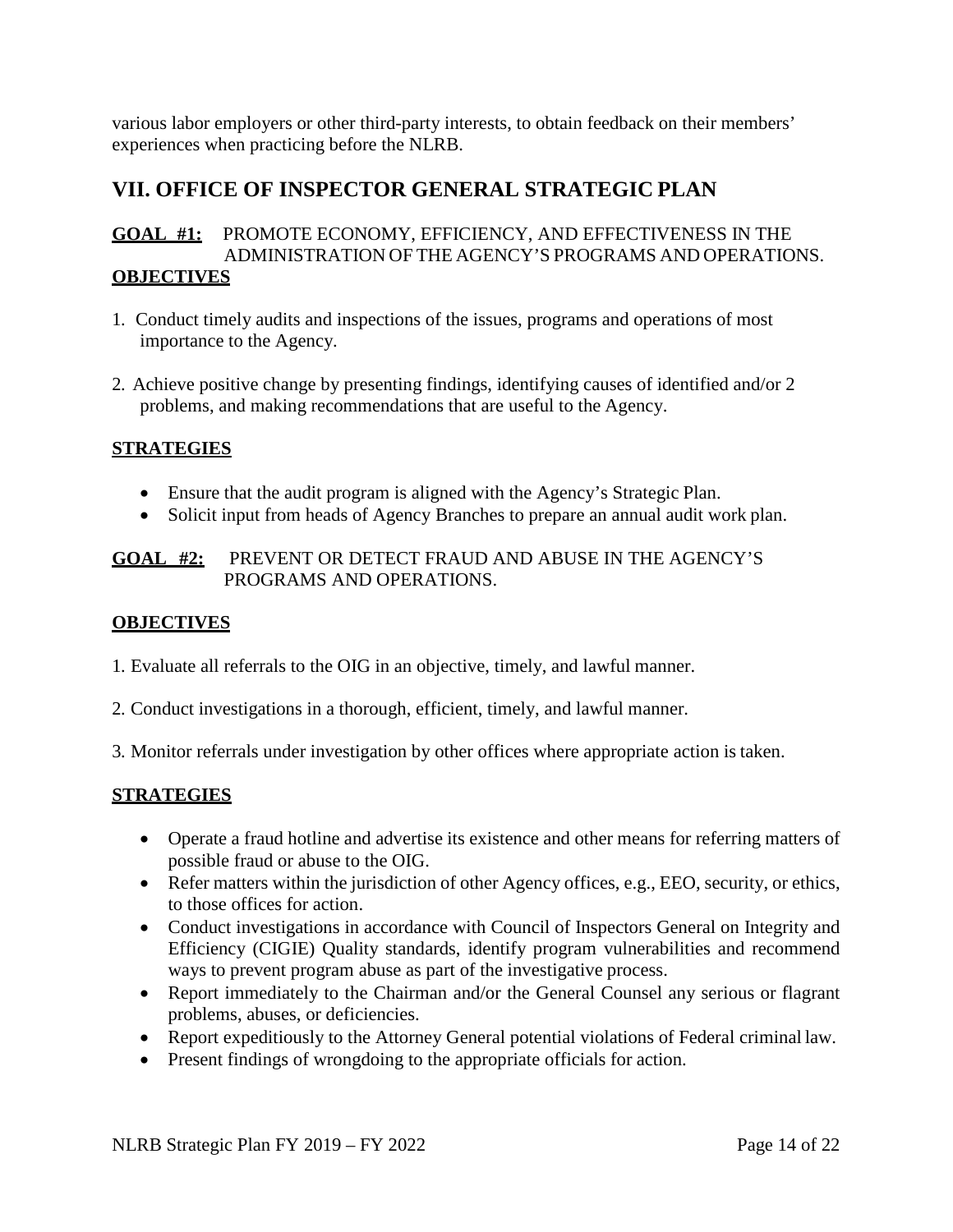various labor employers or other third-party interests, to obtain feedback on their members' experiences when practicing before the NLRB.

## VII. OFFICE OF INSPECTOR GENERAL STRATEGIC PLAN

**GOAL #1:** PROMOTE ECONOMY, EFFICIENCY, AND EFFECTIVENESS IN THE ADMINISTRATION OF THE AGENCY'S PROGRAMS AND OPERATIONS.

**OBJECTIVES**

1. Conduct timely audits and inspections of the issues, programs and operations of most importance to the Agency.

2. Achieve positive change by presenting findings, identifying causes of identified and/or 2 problems, and making recommendations that are useful to the Agency.

**STRATEGIES**

- Ensure that the audit program is aligned with the Agency's Strategic Plan.
- Solicit input from heads of Agency Branches to prepare an annual audit work plan.

**GOAL #2:** PREVENT OR DETECT FRAUD AND ABUSE IN THE AGENCY'S PROGRAMS AND OPERATIONS.

**OBJECTIVES**

1. Evaluate all referrals to the OIG in an objective, timely, and lawful manner.

2. Conduct investigations in a thorough, efficient, timely, and lawful manner.

3. Monitor referrals under investigation by other offices where appropriate action is taken.

**STRATEGIES**

- Operate a fraud hotline and advertise its existence and other means for referring matters of possible fraud or abuse to the OIG.
- Refer matters within the jurisdiction of other Agency offices, e.g., EEO, security, or ethics, to those offices for action.
- Conduct investigations in accordance with Council of Inspectors General on Integrity and Efficiency (CIGIE) Quality standards, identify program vulnerabilities and recommend ways to prevent program abuse as part of the investigative process.
- Report immediately to the Chairman and/or the General Counsel any serious or flagrant problems, abuses, or deficiencies.
- Report expeditiously to the Attorney General potential violations of Federal criminal law.
- Present findings of wrongdoing to the appropriate officials for action.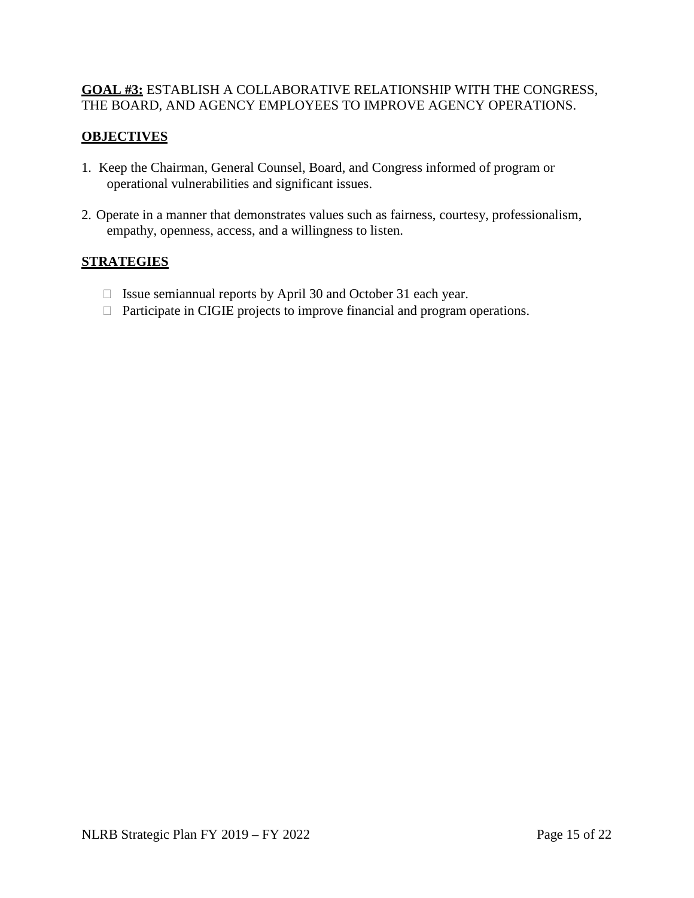**GOAL #3:** ESTABLISH A COLLABORATIVE RELATIONSHIP WITH THE CONGRESS, THE BOARD, AND AGENCY EMPLOYEES TO IMPROVE AGENCY OPERATIONS.

**OBJECTIVES**

1. Keep the Chairman, General Counsel, Board, and Congress informed of program or operational vulnerabilities and significant issues.

2. Operate in a manner that demonstrates values such as fairness, courtesy, professionalism, empathy, openness, access, and a willingness to listen.

**STRATEGIES**

- Issue semiannual reports by April 30 and October 31 each year.
- Participate in CIGIE projects to improve financial and program operations.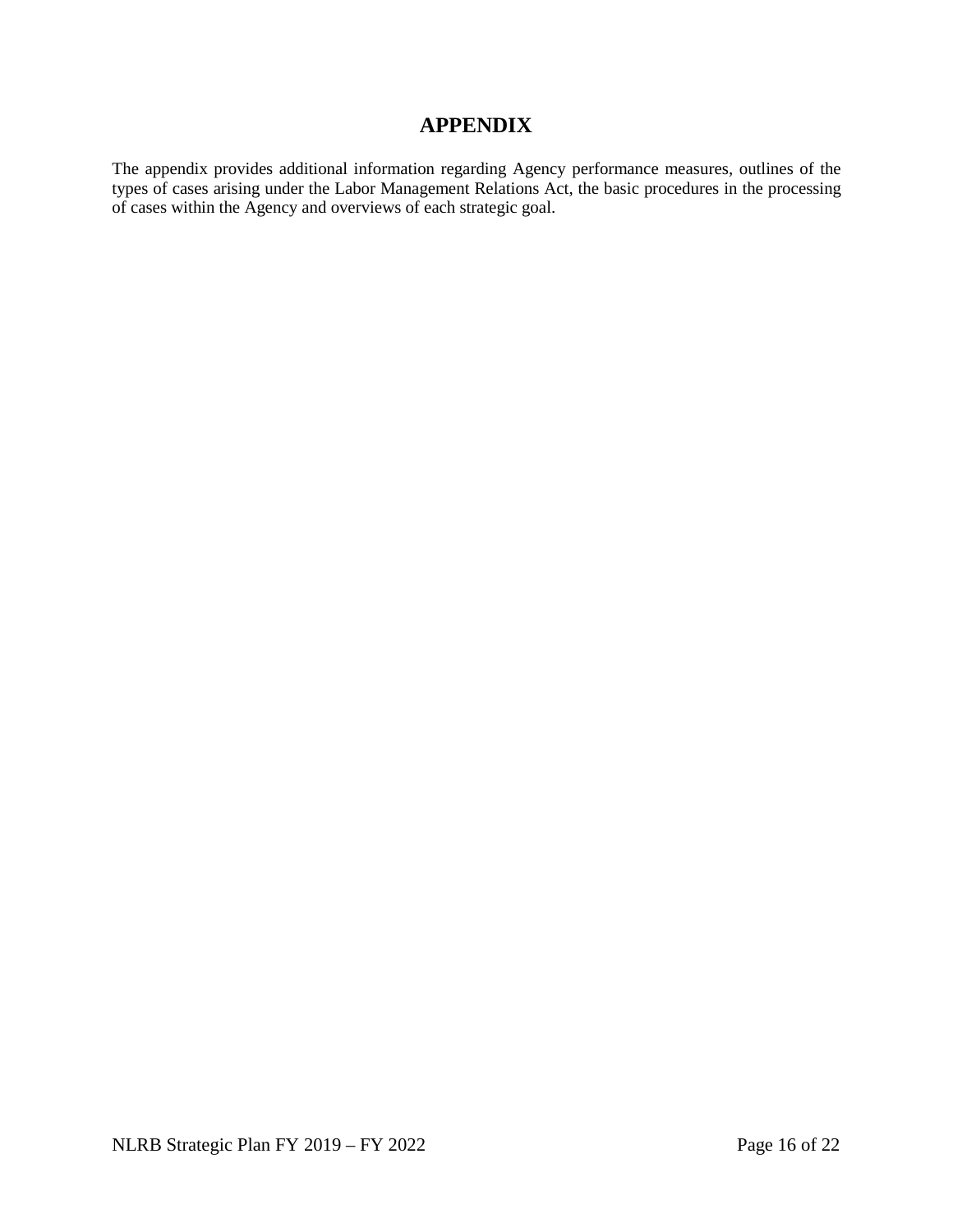# APPENDIX

The appendix provides additional information regarding Agency performance measures, outlines of the types of cases arising under the Labor Management Relations Act, the basic procedures in the processing of cases within the Agency and overviews of each strategic goal.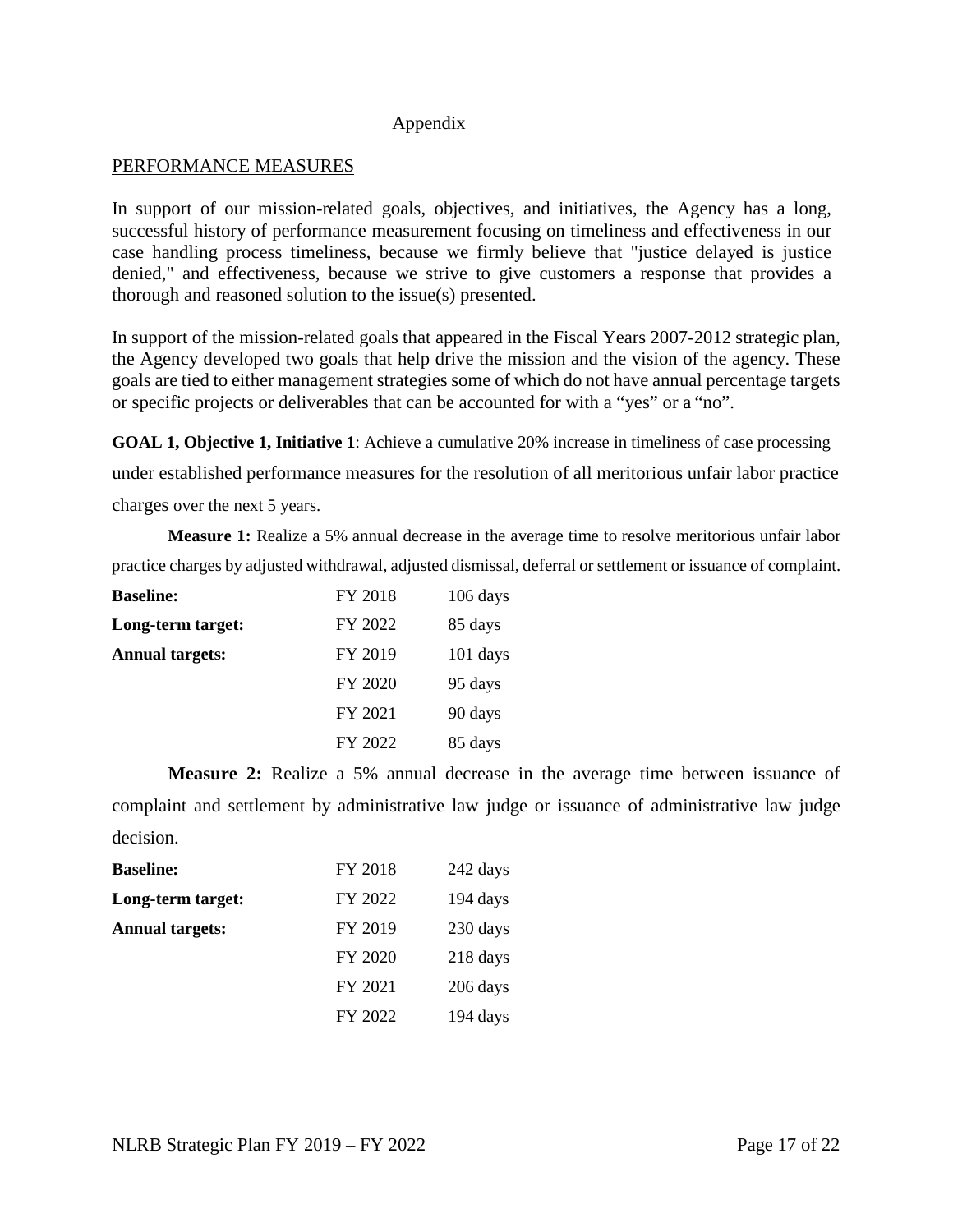Appendix

## PERFORMANCE MEASURES

In support of our mission-related goals, objectives, and initiatives, the Agency has a long, successful history of performance measurement focusing on timeliness and effectiveness in our case handling process timeliness, because we firmly believe that "justice delayed is justice denied," and effectiveness, because we strive to give customers a response that provides a thorough and reasoned solution to the issue(s) presented.

In support of the mission-related goals that appeared in the Fiscal Years 2007-2012 strategic plan, the Agency developed two goals that help drive the mission and the vision of the agency. These goals are tied to either management strategies some of which do not have annual percentage targets or specific projects or deliverables that can be accounted for with a "yes" or a "no".

**GOAL 1, Objective 1, Initiative 1**: Achieve a cumulative 20% increase in timeliness of case processing under established performance measures for the resolution of all meritorious unfair labor practice charges over the next 5 years.

**Measure 1:** Realize a 5% annual decrease in the average time to resolve meritorious unfair labor practice charges by adjusted withdrawal, adjusted dismissal, deferral or settlement or issuance of complaint.

| | | |
|---|---|---|
| **Baseline:** | FY 2018 | 106 days |
| **Long-term target:** | FY 2022 | 85 days |
| **Annual targets:** | FY 2019 | 101 days |
| | FY 2020 | 95 days |
| | FY 2021 | 90 days |
| | FY 2022 | 85 days |

**Measure 2:** Realize a 5% annual decrease in the average time between issuance of complaint and settlement by administrative law judge or issuance of administrative law judge decision.

| | | |
|---|---|---|
| **Baseline:** | FY 2018 | 242 days |
| **Long-term target:** | FY 2022 | 194 days |
| **Annual targets:** | FY 2019 | 230 days |
| | FY 2020 | 218 days |
| | FY 2021 | 206 days |
| | FY 2022 | 194 days |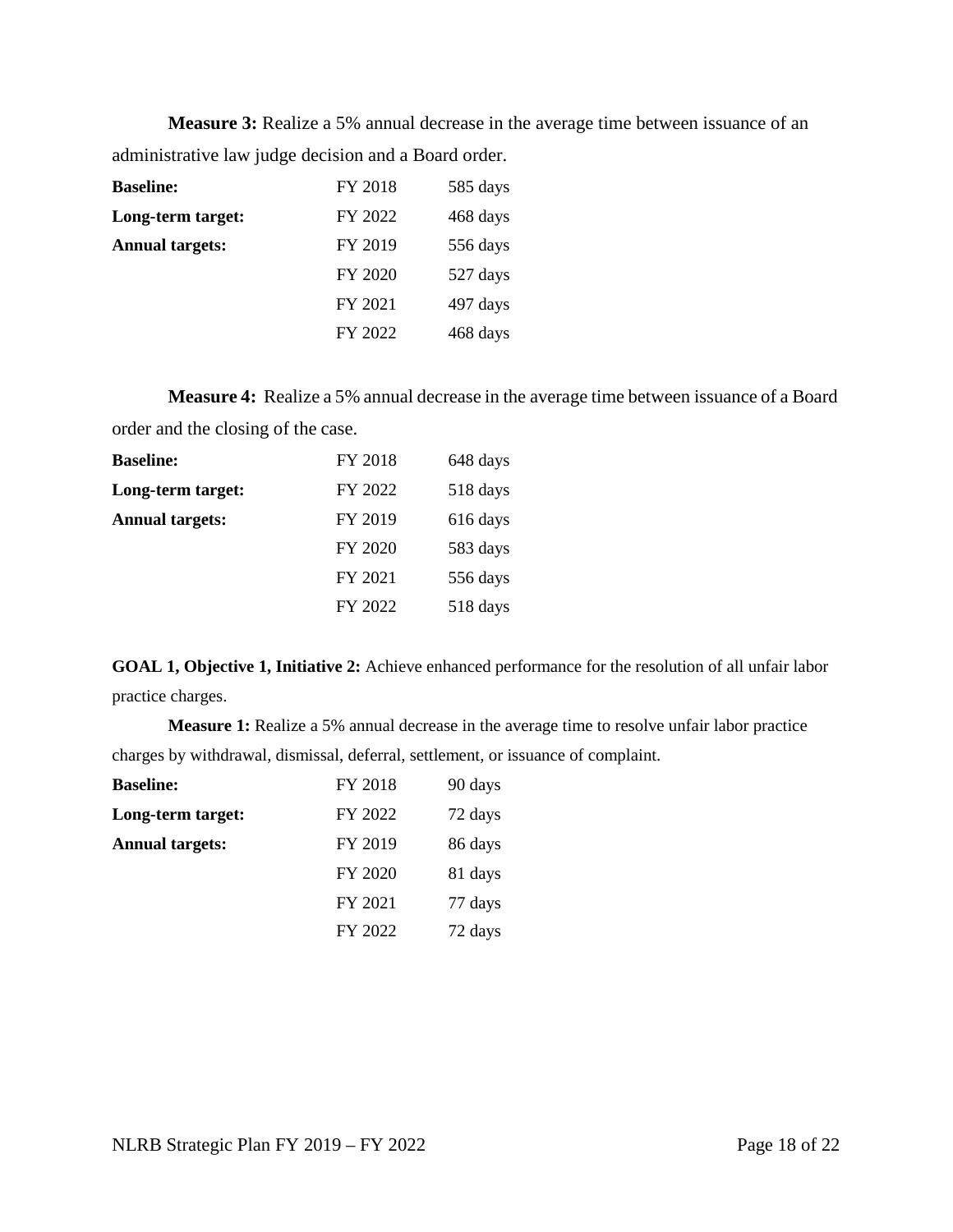**Measure 3:** Realize a 5% annual decrease in the average time between issuance of an administrative law judge decision and a Board order.

| | | |
|---|---|---|
| **Baseline:** | FY 2018 | 585 days |
| **Long-term target:** | FY 2022 | 468 days |
| **Annual targets:** | FY 2019 | 556 days |
| | FY 2020 | 527 days |
| | FY 2021 | 497 days |
| | FY 2022 | 468 days |

**Measure 4:** Realize a 5% annual decrease in the average time between issuance of a Board order and the closing of the case.

| | | |
|---|---|---|
| **Baseline:** | FY 2018 | 648 days |
| **Long-term target:** | FY 2022 | 518 days |
| **Annual targets:** | FY 2019 | 616 days |
| | FY 2020 | 583 days |
| | FY 2021 | 556 days |
| | FY 2022 | 518 days |

**GOAL 1, Objective 1, Initiative 2:** Achieve enhanced performance for the resolution of all unfair labor practice charges.

**Measure 1:** Realize a 5% annual decrease in the average time to resolve unfair labor practice charges by withdrawal, dismissal, deferral, settlement, or issuance of complaint.

| | | |
|---|---|---|
| **Baseline:** | FY 2018 | 90 days |
| **Long-term target:** | FY 2022 | 72 days |
| **Annual targets:** | FY 2019 | 86 days |
| | FY 2020 | 81 days |
| | FY 2021 | 77 days |
| | FY 2022 | 72 days |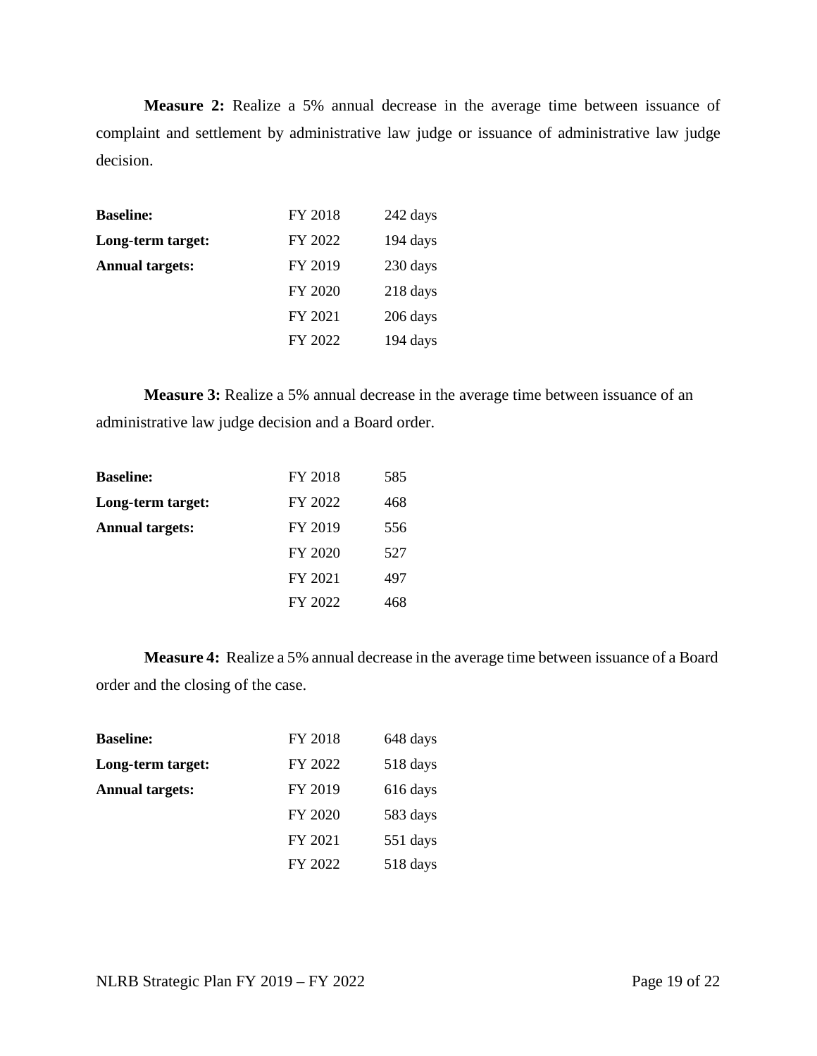**Measure 2:** Realize a 5% annual decrease in the average time between issuance of complaint and settlement by administrative law judge or issuance of administrative law judge decision.

| | | |
|---|---|---|
| **Baseline:** | FY 2018 | 242 days |
| **Long-term target:** | FY 2022 | 194 days |
| **Annual targets:** | FY 2019 | 230 days |
| | FY 2020 | 218 days |
| | FY 2021 | 206 days |
| | FY 2022 | 194 days |

**Measure 3:** Realize a 5% annual decrease in the average time between issuance of an administrative law judge decision and a Board order.

| | | |
|---|---|---|
| **Baseline:** | FY 2018 | 585 |
| **Long-term target:** | FY 2022 | 468 |
| **Annual targets:** | FY 2019 | 556 |
| | FY 2020 | 527 |
| | FY 2021 | 497 |
| | FY 2022 | 468 |

**Measure 4:** Realize a 5% annual decrease in the average time between issuance of a Board order and the closing of the case.

| | | |
|---|---|---|
| **Baseline:** | FY 2018 | 648 days |
| **Long-term target:** | FY 2022 | 518 days |
| **Annual targets:** | FY 2019 | 616 days |
| | FY 2020 | 583 days |
| | FY 2021 | 551 days |
| | FY 2022 | 518 days |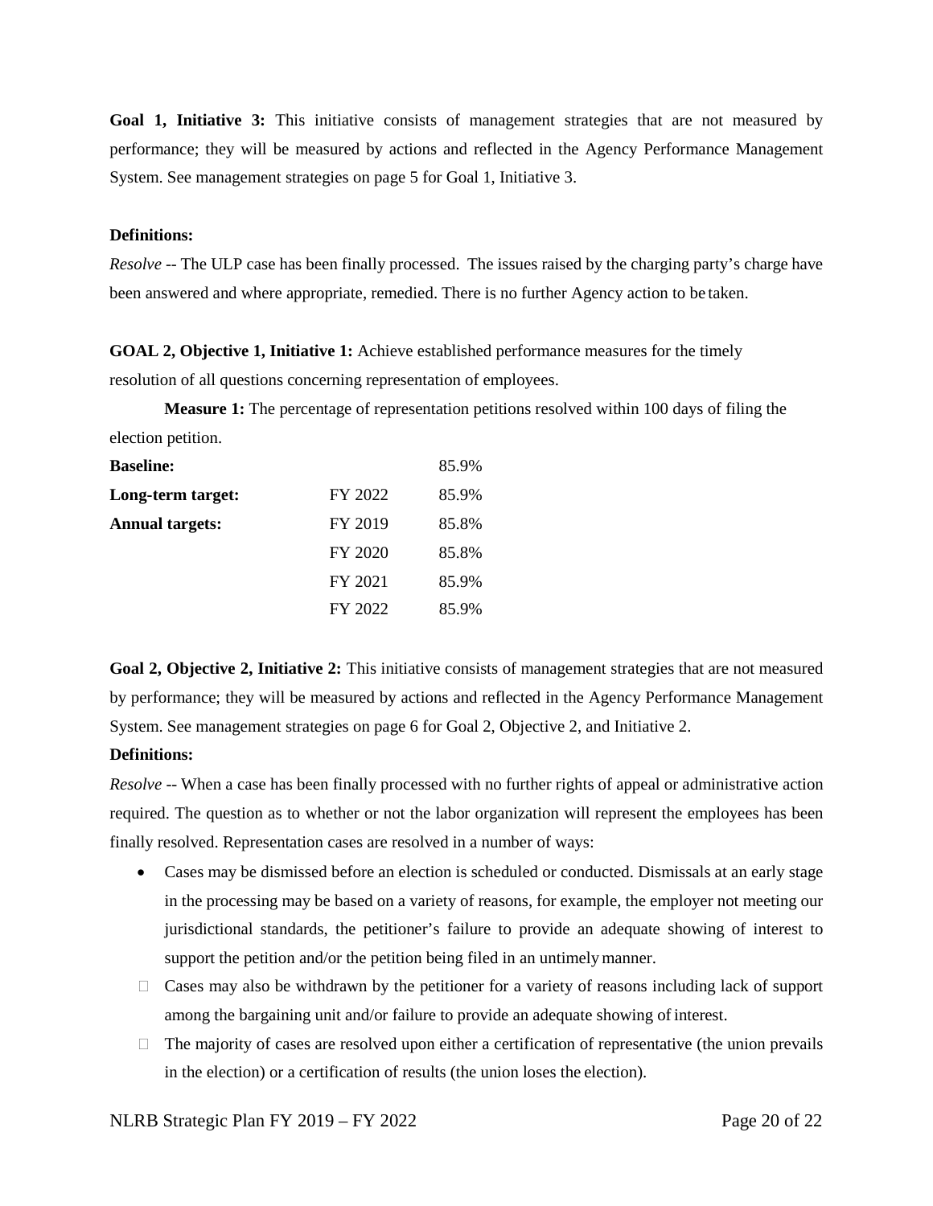**Goal 1, Initiative 3:** This initiative consists of management strategies that are not measured by performance; they will be measured by actions and reflected in the Agency Performance Management System. See management strategies on page 5 for Goal 1, Initiative 3.

**Definitions:**

*Resolve* -- The ULP case has been finally processed. The issues raised by the charging party's charge have been answered and where appropriate, remedied. There is no further Agency action to be taken.

**GOAL 2, Objective 1, Initiative 1:** Achieve established performance measures for the timely resolution of all questions concerning representation of employees.

**Measure 1:** The percentage of representation petitions resolved within 100 days of filing the election petition.

| | | |
|---|---|---|
| **Baseline:** | | 85.9% |
| **Long-term target:** | FY 2022 | 85.9% |
| **Annual targets:** | FY 2019 | 85.8% |
| | FY 2020 | 85.8% |
| | FY 2021 | 85.9% |
| | FY 2022 | 85.9% |

**Goal 2, Objective 2, Initiative 2:** This initiative consists of management strategies that are not measured by performance; they will be measured by actions and reflected in the Agency Performance Management System. See management strategies on page 6 for Goal 2, Objective 2, and Initiative 2.

**Definitions:**

*Resolve* -- When a case has been finally processed with no further rights of appeal or administrative action required. The question as to whether or not the labor organization will represent the employees has been finally resolved. Representation cases are resolved in a number of ways:

- Cases may be dismissed before an election is scheduled or conducted. Dismissals at an early stage in the processing may be based on a variety of reasons, for example, the employer not meeting our jurisdictional standards, the petitioner's failure to provide an adequate showing of interest to support the petition and/or the petition being filed in an untimely manner.
- Cases may also be withdrawn by the petitioner for a variety of reasons including lack of support among the bargaining unit and/or failure to provide an adequate showing of interest.
- The majority of cases are resolved upon either a certification of representative (the union prevails in the election) or a certification of results (the union loses the election).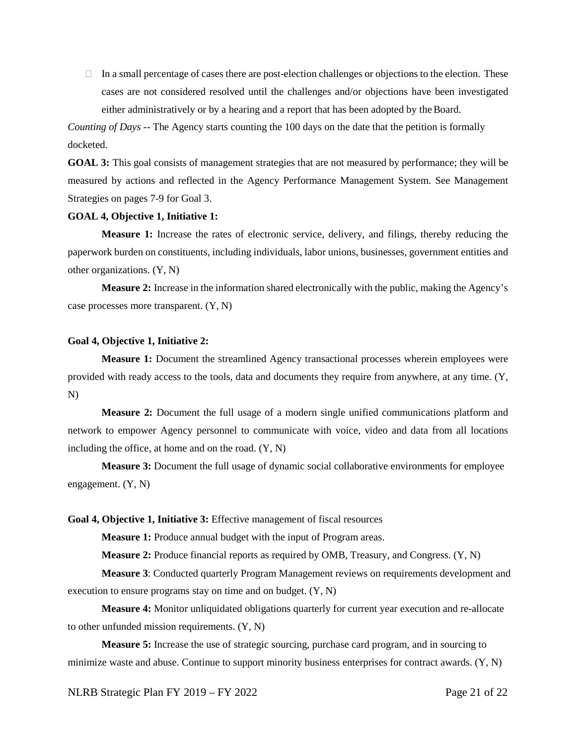- In a small percentage of cases there are post-election challenges or objections to the election. These cases are not considered resolved until the challenges and/or objections have been investigated either administratively or by a hearing and a report that has been adopted by the Board.

*Counting of Days* -- The Agency starts counting the 100 days on the date that the petition is formally docketed.

**GOAL 3:** This goal consists of management strategies that are not measured by performance; they will be measured by actions and reflected in the Agency Performance Management System. See Management Strategies on pages 7-9 for Goal 3.

**GOAL 4, Objective 1, Initiative 1:**

**Measure 1:** Increase the rates of electronic service, delivery, and filings, thereby reducing the paperwork burden on constituents, including individuals, labor unions, businesses, government entities and other organizations. (Y, N)

**Measure 2:** Increase in the information shared electronically with the public, making the Agency's case processes more transparent. (Y, N)

**Goal 4, Objective 1, Initiative 2:**

**Measure 1:** Document the streamlined Agency transactional processes wherein employees were provided with ready access to the tools, data and documents they require from anywhere, at any time. (Y, N)

**Measure 2:** Document the full usage of a modern single unified communications platform and network to empower Agency personnel to communicate with voice, video and data from all locations including the office, at home and on the road. (Y, N)

**Measure 3:** Document the full usage of dynamic social collaborative environments for employee engagement. (Y, N)

**Goal 4, Objective 1, Initiative 3:** Effective management of fiscal resources

**Measure 1:** Produce annual budget with the input of Program areas.

**Measure 2:** Produce financial reports as required by OMB, Treasury, and Congress. (Y, N)

**Measure 3**: Conducted quarterly Program Management reviews on requirements development and execution to ensure programs stay on time and on budget. (Y, N)

**Measure 4:** Monitor unliquidated obligations quarterly for current year execution and re-allocate to other unfunded mission requirements. (Y, N)

**Measure 5:** Increase the use of strategic sourcing, purchase card program, and in sourcing to minimize waste and abuse. Continue to support minority business enterprises for contract awards. (Y, N)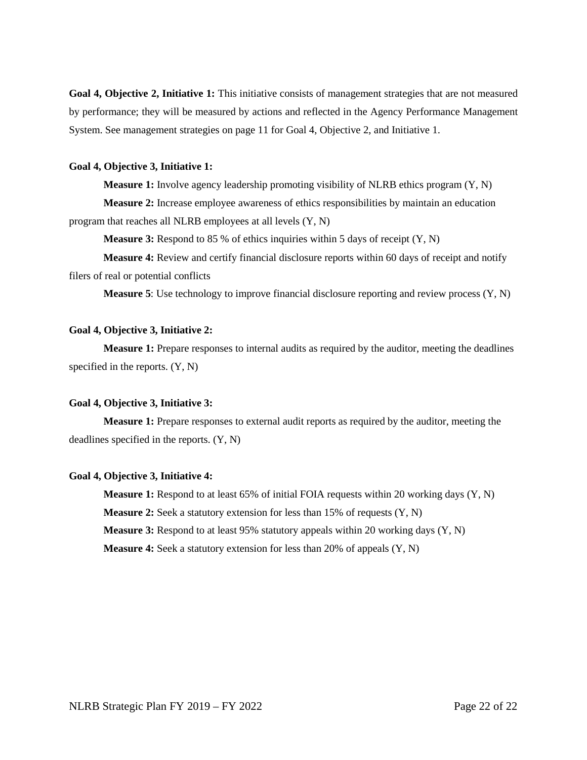**Goal 4, Objective 2, Initiative 1:** This initiative consists of management strategies that are not measured by performance; they will be measured by actions and reflected in the Agency Performance Management System. See management strategies on page 11 for Goal 4, Objective 2, and Initiative 1.

**Goal 4, Objective 3, Initiative 1:**

**Measure 1:** Involve agency leadership promoting visibility of NLRB ethics program (Y, N)

**Measure 2:** Increase employee awareness of ethics responsibilities by maintain an education program that reaches all NLRB employees at all levels (Y, N)

**Measure 3:** Respond to 85 % of ethics inquiries within 5 days of receipt (Y, N)

**Measure 4:** Review and certify financial disclosure reports within 60 days of receipt and notify filers of real or potential conflicts

**Measure 5**: Use technology to improve financial disclosure reporting and review process (Y, N)

**Goal 4, Objective 3, Initiative 2:**

**Measure 1:** Prepare responses to internal audits as required by the auditor, meeting the deadlines specified in the reports. (Y, N)

**Goal 4, Objective 3, Initiative 3:**

**Measure 1:** Prepare responses to external audit reports as required by the auditor, meeting the deadlines specified in the reports. (Y, N)

**Goal 4, Objective 3, Initiative 4:**

**Measure 1:** Respond to at least 65% of initial FOIA requests within 20 working days (Y, N)

**Measure 2:** Seek a statutory extension for less than 15% of requests (Y, N)

**Measure 3:** Respond to at least 95% statutory appeals within 20 working days (Y, N)

**Measure 4:** Seek a statutory extension for less than 20% of appeals (Y, N)